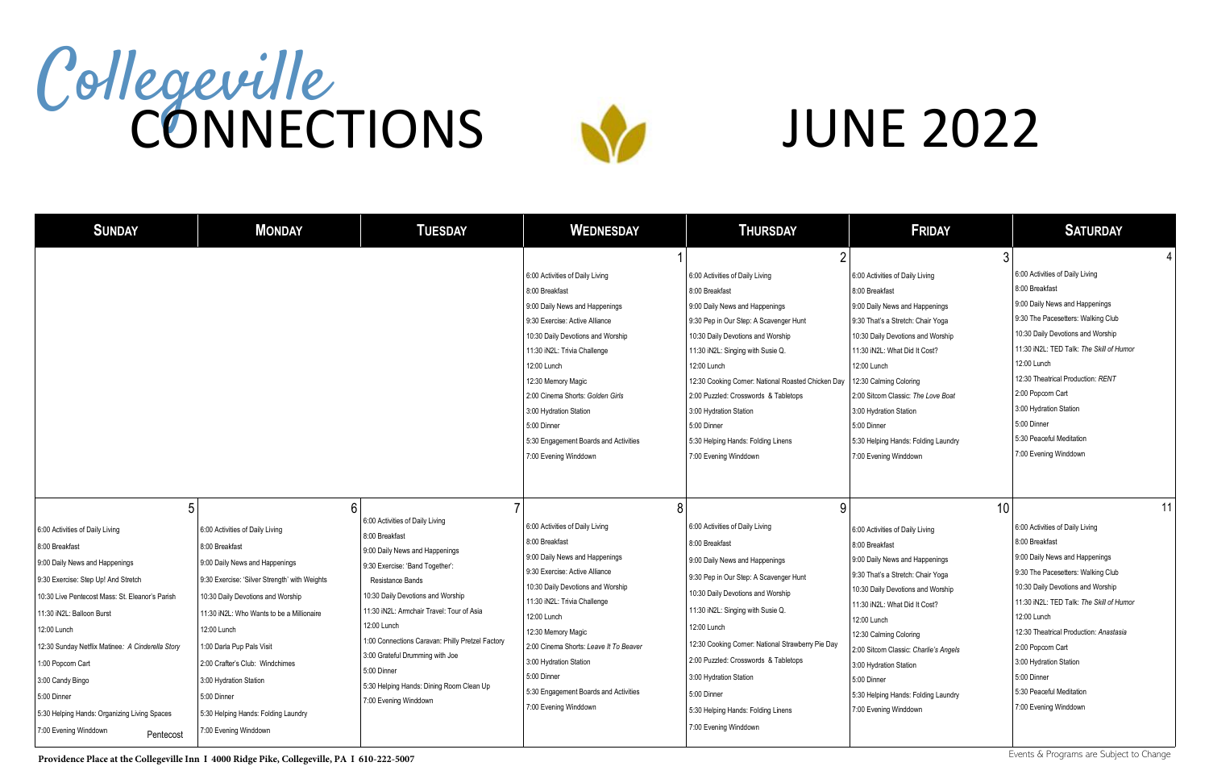# Collegeville CONNECTIONS

# JUNE 2022

| SUNDAY | MONDAY | TUESDAY | WEDNESDAY | THURSDAY | FRIDAY | SATURDAY |
|---|---|---|---|---|---|---|
| | | | **1**<br>6:00 Activities of Daily Living<br>8:00 Breakfast<br>9:00 Daily News and Happenings<br>9:30 Exercise: Active Alliance<br>10:30 Daily Devotions and Worship<br>11:30 iN2L: Trivia Challenge<br>12:00 Lunch<br>12:30 Memory Magic<br>2:00 Cinema Shorts: *Golden Girls*<br>3:00 Hydration Station<br>5:00 Dinner<br>5:30 Engagement Boards and Activities<br>7:00 Evening Winddown | **2**<br>6:00 Activities of Daily Living<br>8:00 Breakfast<br>9:00 Daily News and Happenings<br>9:30 Pep in Our Step: A Scavenger Hunt<br>10:30 Daily Devotions and Worship<br>11:30 iN2L: Singing with Susie Q.<br>12:00 Lunch<br>12:30 Cooking Corner: National Roasted Chicken Day<br>2:00 Puzzled: Crosswords & Tabletops<br>3:00 Hydration Station<br>5:00 Dinner<br>5:30 Helping Hands: Folding Linens<br>7:00 Evening Winddown | **3**<br>6:00 Activities of Daily Living<br>8:00 Breakfast<br>9:00 Daily News and Happenings<br>9:30 That's a Stretch: Chair Yoga<br>10:30 Daily Devotions and Worship<br>11:30 iN2L: What Did It Cost?<br>12:00 Lunch<br>12:30 Calming Coloring<br>2:00 Sitcom Classic: *The Love Boat*<br>3:00 Hydration Station<br>5:00 Dinner<br>5:30 Helping Hands: Folding Laundry<br>7:00 Evening Winddown | **4**<br>6:00 Activities of Daily Living<br>8:00 Breakfast<br>9:00 Daily News and Happenings<br>9:30 The Pacesetters: Walking Club<br>10:30 Daily Devotions and Worship<br>11:30 iN2L: TED Talk: *The Skill of Humor*<br>12:00 Lunch<br>12:30 Theatrical Production: *RENT*<br>2:00 Popcorn Cart<br>3:00 Hydration Station<br>5:00 Dinner<br>5:30 Peaceful Meditation<br>7:00 Evening Winddown |
| **5**<br>6:00 Activities of Daily Living<br>8:00 Breakfast<br>9:00 Daily News and Happenings<br>9:30 Exercise: Step Up! And Stretch<br>10:30 Live Pentecost Mass: St. Eleanor's Parish<br>11:30 iN2L: Balloon Burst<br>12:00 Lunch<br>12:30 Sunday Netflix Matinee: *A Cinderella Story*<br>1:00 Popcorn Cart<br>3:00 Candy Bingo<br>5:00 Dinner<br>5:30 Helping Hands: Organizing Living Spaces<br>7:00 Evening Winddown<br>Pentecost | **6**<br>6:00 Activities of Daily Living<br>8:00 Breakfast<br>9:00 Daily News and Happenings<br>9:30 Exercise: 'Silver Strength' with Weights<br>10:30 Daily Devotions and Worship<br>11:30 iN2L: Who Wants to be a Millionaire<br>12:00 Lunch<br>1:00 Darla Pup Pals Visit<br>2:00 Crafter's Club: Windchimes<br>3:00 Hydration Station<br>5:00 Dinner<br>5:30 Helping Hands: Folding Laundry<br>7:00 Evening Winddown | **7**<br>6:00 Activities of Daily Living<br>8:00 Breakfast<br>9:00 Daily News and Happenings<br>9:30 Exercise: 'Band Together': Resistance Bands<br>10:30 Daily Devotions and Worship<br>11:30 iN2L: Armchair Travel: Tour of Asia<br>12:00 Lunch<br>1:00 Connections Caravan: Philly Pretzel Factory<br>3:00 Grateful Drumming with Joe<br>5:00 Dinner<br>5:30 Helping Hands: Dining Room Clean Up<br>7:00 Evening Winddown | **8**<br>6:00 Activities of Daily Living<br>8:00 Breakfast<br>9:00 Daily News and Happenings<br>9:30 Exercise: Active Alliance<br>10:30 Daily Devotions and Worship<br>11:30 iN2L: Trivia Challenge<br>12:00 Lunch<br>12:30 Memory Magic<br>2:00 Cinema Shorts: *Leave It To Beaver*<br>3:00 Hydration Station<br>5:00 Dinner<br>5:30 Engagement Boards and Activities<br>7:00 Evening Winddown | **9**<br>6:00 Activities of Daily Living<br>8:00 Breakfast<br>9:00 Daily News and Happenings<br>9:30 Pep in Our Step: A Scavenger Hunt<br>10:30 Daily Devotions and Worship<br>11:30 iN2L: Singing with Susie Q.<br>12:00 Lunch<br>12:30 Cooking Corner: National Strawberry Pie Day<br>2:00 Puzzled: Crosswords & Tabletops<br>3:00 Hydration Station<br>5:00 Dinner<br>5:30 Helping Hands: Folding Linens<br>7:00 Evening Winddown | **10**<br>6:00 Activities of Daily Living<br>8:00 Breakfast<br>9:00 Daily News and Happenings<br>9:30 That's a Stretch: Chair Yoga<br>10:30 Daily Devotions and Worship<br>11:30 iN2L: What Did It Cost?<br>12:00 Lunch<br>12:30 Calming Coloring<br>2:00 Sitcom Classic: *Charlie's Angels*<br>3:00 Hydration Station<br>5:00 Dinner<br>5:30 Helping Hands: Folding Laundry<br>7:00 Evening Winddown | **11**<br>6:00 Activities of Daily Living<br>8:00 Breakfast<br>9:00 Daily News and Happenings<br>9:30 The Pacesetters: Walking Club<br>10:30 Daily Devotions and Worship<br>11:30 iN2L: TED Talk: *The Skill of Humor*<br>12:00 Lunch<br>12:30 Theatrical Production: *Anastasia*<br>2:00 Popcorn Cart<br>3:00 Hydration Station<br>5:00 Dinner<br>5:30 Peaceful Meditation<br>7:00 Evening Winddown |

**Providence Place at the Collegeville Inn I 4000 Ridge Pike, Collegeville, PA I 610-222-5007**

Events & Programs are Subject to Change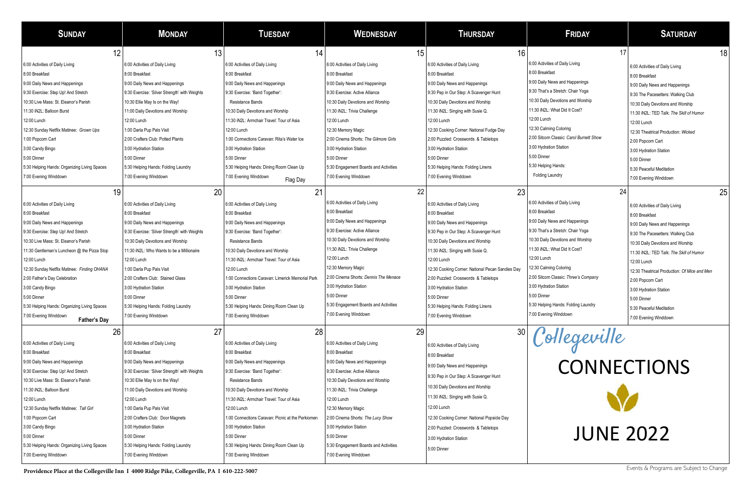# Collegeville CONNECTIONS

## JUNE 2022

| SUNDAY | MONDAY | TUESDAY | WEDNESDAY | THURSDAY | FRIDAY | SATURDAY |
|---|---|---|---|---|---|---|
| **12**<br>6:00 Activities of Daily Living<br>8:00 Breakfast<br>9:00 Daily News and Happenings<br>9:30 Exercise: Step Up! And Stretch<br>10:30 Live Mass: St. Eleanor's Parish<br>11:30 iN2L: Balloon Burst<br>12:00 Lunch<br>12:30 Sunday Netflix Matinee: *Grown Ups*<br>1:00 Popcorn Cart<br>3:00 Candy Bingo<br>5:00 Dinner<br>5:30 Helping Hands: Organizing Living Spaces<br>7:00 Evening Winddown | **13**<br>6:00 Activities of Daily Living<br>8:00 Breakfast<br>9:00 Daily News and Happenings<br>9:30 Exercise: 'Silver Strength' with Weights<br>10:30 Ellie May Is on the Way!<br>11:00 Daily Devotions and Worship<br>12:00 Lunch<br>1:00 Darla Pup Pals Visit<br>2:00 Crafters Club: Potted Plants<br>3:00 Hydration Station<br>5:00 Dinner<br>5:30 Helping Hands: Folding Laundry<br>7:00 Evening Winddown | **14**<br>6:00 Activities of Daily Living<br>8:00 Breakfast<br>9:00 Daily News and Happenings<br>9:30 Exercise: 'Band Together': Resistance Bands<br>10:30 Daily Devotions and Worship<br>11:30 iN2L: Armchair Travel: Tour of Asia<br>12:00 Lunch<br>1:00 Connections Caravan: Rita's Water Ice<br>3:00 Hydration Station<br>5:00 Dinner<br>5:30 Helping Hands: Dining Room Clean Up<br>7:00 Evening Winddown<br>Flag Day | **15**<br>6:00 Activities of Daily Living<br>8:00 Breakfast<br>9:00 Daily News and Happenings<br>9:30 Exercise: Active Alliance<br>10:30 Daily Devotions and Worship<br>11:30 iN2L: Trivia Challenge<br>12:00 Lunch<br>12:30 Memory Magic<br>2:00 Cinema Shorts: *The Gilmore Girls*<br>3:00 Hydration Station<br>5:00 Dinner<br>5:30 Engagement Boards and Activities<br>7:00 Evening Winddown | **16**<br>6:00 Activities of Daily Living<br>8:00 Breakfast<br>9:00 Daily News and Happenings<br>9:30 Pep in Our Step: A Scavenger Hunt<br>10:30 Daily Devotions and Worship<br>11:30 iN2L: Singing with Susie Q.<br>12:00 Lunch<br>12:30 Cooking Corner: National Fudge Day<br>2:00 Puzzled: Crosswords & Tabletops<br>3:00 Hydration Station<br>5:00 Dinner<br>5:30 Helping Hands: Folding Linens<br>7:00 Evening Winddown | **17**<br>6:00 Activities of Daily Living<br>8:00 Breakfast<br>9:00 Daily News and Happenings<br>9:30 That's a Stretch: Chair Yoga<br>10:30 Daily Devotions and Worship<br>11:30 iN2L: What Did It Cost?<br>12:00 Lunch<br>12:30 Calming Coloring<br>2:00 Sitcom Classic: *Carol Burnett Show*<br>3:00 Hydration Station<br>5:00 Dinner<br>5:30 Helping Hands: Folding Laundry | **18**<br>6:00 Activities of Daily Living<br>8:00 Breakfast<br>9:00 Daily News and Happenings<br>9:30 The Pacesetters: Walking Club<br>10:30 Daily Devotions and Worship<br>11:30 iN2L: TED Talk: *The Skill of Humor*<br>12:00 Lunch<br>12:30 Theatrical Production: *Wicked*<br>2:00 Popcorn Cart<br>3:00 Hydration Station<br>5:00 Dinner<br>5:30 Peaceful Meditation<br>7:00 Evening Winddown |
| **19**<br>6:00 Activities of Daily Living<br>8:00 Breakfast<br>9:00 Daily News and Happenings<br>9:30 Exercise: Step Up! And Stretch<br>10:30 Live Mass: St. Eleanor's Parish<br>11:30 Gentleman's Luncheon @ the Pizza Stop<br>12:00 Lunch<br>12:30 Sunday Netflix Matinee: *Finding OHANA*<br>2:00 Father's Day Celebration<br>3:00 Candy Bingo<br>5:00 Dinner<br>5:30 Helping Hands: Organizing Living Spaces<br>7:00 Evening Winddown<br>**Father's Day** | **20**<br>6:00 Activities of Daily Living<br>8:00 Breakfast<br>9:00 Daily News and Happenings<br>9:30 Exercise: 'Silver Strength' with Weights<br>10:30 Daily Devotions and Worship<br>11:30 iN2L: Who Wants to be a Millionaire<br>12:00 Lunch<br>1:00 Darla Pup Pals Visit<br>2:00 Crafters Club: Stained Glass<br>3:00 Hydration Station<br>5:00 Dinner<br>5:30 Helping Hands: Folding Laundry<br>7:00 Evening Winddown | **21**<br>6:00 Activities of Daily Living<br>8:00 Breakfast<br>9:00 Daily News and Happenings<br>9:30 Exercise: 'Band Together': Resistance Bands<br>10:30 Daily Devotions and Worship<br>11:30 iN2L: Armchair Travel: Tour of Asia<br>12:00 Lunch<br>1:00 Connections Caravan: Limerick Memorial Park<br>3:00 Hydration Station<br>5:00 Dinner<br>5:30 Helping Hands: Dining Room Clean Up<br>7:00 Evening Winddown | **22**<br>6:00 Activities of Daily Living<br>8:00 Breakfast<br>9:00 Daily News and Happenings<br>9:30 Exercise: Active Alliance<br>10:30 Daily Devotions and Worship<br>11:30 iN2L: Trivia Challenge<br>12:00 Lunch<br>12:30 Memory Magic<br>2:00 Cinema Shorts: *Dennis The Menace*<br>3:00 Hydration Station<br>5:00 Dinner<br>5:30 Engagement Boards and Activities<br>7:00 Evening Winddown | **23**<br>6:00 Activities of Daily Living<br>8:00 Breakfast<br>9:00 Daily News and Happenings<br>9:30 Pep in Our Step: A Scavenger Hunt<br>10:30 Daily Devotions and Worship<br>11:30 iN2L: Singing with Susie Q.<br>12:00 Lunch<br>12:30 Cooking Corner: National Pecan Sandies Day<br>2:00 Puzzled: Crosswords & Tabletops<br>3:00 Hydration Station<br>5:00 Dinner<br>5:30 Helping Hands: Folding Linens<br>7:00 Evening Winddown | **24**<br>6:00 Activities of Daily Living<br>8:00 Breakfast<br>9:00 Daily News and Happenings<br>9:30 That's a Stretch: Chair Yoga<br>10:30 Daily Devotions and Worship<br>11:30 iN2L: What Did It Cost?<br>12:00 Lunch<br>12:30 Calming Coloring<br>2:00 Sitcom Classic: *Three's Company*<br>3:00 Hydration Station<br>5:00 Dinner<br>5:30 Helping Hands: Folding Laundry<br>7:00 Evening Winddown | **25**<br>6:00 Activities of Daily Living<br>8:00 Breakfast<br>9:00 Daily News and Happenings<br>9:30 The Pacesetters: Walking Club<br>10:30 Daily Devotions and Worship<br>11:30 iN2L: TED Talk: *The Skill of Humor*<br>12:00 Lunch<br>12:30 Theatrical Production: *Of Mice and Men*<br>2:00 Popcorn Cart<br>3:00 Hydration Station<br>5:00 Dinner<br>5:30 Peaceful Meditation<br>7:00 Evening Winddown |
| **26**<br>6:00 Activities of Daily Living<br>8:00 Breakfast<br>9:00 Daily News and Happenings<br>9:30 Exercise: Step Up! And Stretch<br>10:30 Live Mass: St. Eleanor's Parish<br>11:30 iN2L: Balloon Burst<br>12:00 Lunch<br>12:30 Sunday Netflix Matinee: *Tall Girl*<br>1:00 Popcorn Cart<br>3:00 Candy Bingo<br>5:00 Dinner<br>5:30 Helping Hands: Organizing Living Spaces<br>7:00 Evening Winddown | **27**<br>6:00 Activities of Daily Living<br>8:00 Breakfast<br>9:00 Daily News and Happenings<br>9:30 Exercise: 'Silver Strength' with Weights<br>10:30 Ellie May Is on the Way!<br>11:00 Daily Devotions and Worship<br>12:00 Lunch<br>1:00 Darla Pup Pals Visit<br>2:00 Crafters Club: Door Magnets<br>3:00 Hydration Station<br>5:00 Dinner<br>5:30 Helping Hands: Folding Laundry<br>7:00 Evening Winddown | **28**<br>6:00 Activities of Daily Living<br>8:00 Breakfast<br>9:00 Daily News and Happenings<br>9:30 Exercise: 'Band Together': Resistance Bands<br>10:30 Daily Devotions and Worship<br>11:30 iN2L: Armchair Travel: Tour of Asia<br>12:00 Lunch<br>1:00 Connections Caravan: Picnic at the Perkiomen<br>3:00 Hydration Station<br>5:00 Dinner<br>5:30 Helping Hands: Dining Room Clean Up<br>7:00 Evening Winddown | **29**<br>6:00 Activities of Daily Living<br>8:00 Breakfast<br>9:00 Daily News and Happenings<br>9:30 Exercise: Active Alliance<br>10:30 Daily Devotions and Worship<br>11:30 iN2L: Trivia Challenge<br>12:00 Lunch<br>12:30 Memory Magic<br>2:00 Cinema Shorts: *The Lucy Show*<br>3:00 Hydration Station<br>5:00 Dinner<br>5:30 Engagement Boards and Activities<br>7:00 Evening Winddown | **30**<br>6:00 Activities of Daily Living<br>8:00 Breakfast<br>9:00 Daily News and Happenings<br>9:30 Pep in Our Step: A Scavenger Hunt<br>10:30 Daily Devotions and Worship<br>11:30 iN2L: Singing with Susie Q.<br>12:00 Lunch<br>12:30 Cooking Corner: National Popsicle Day<br>2:00 Puzzled: Crosswords & Tabletops<br>3:00 Hydration Station<br>5:00 Dinner | | |

**Providence Place at the Collegeville Inn I 4000 Ridge Pike, Collegeville, PA I 610-222-5007**

Events & Programs are Subject to Change